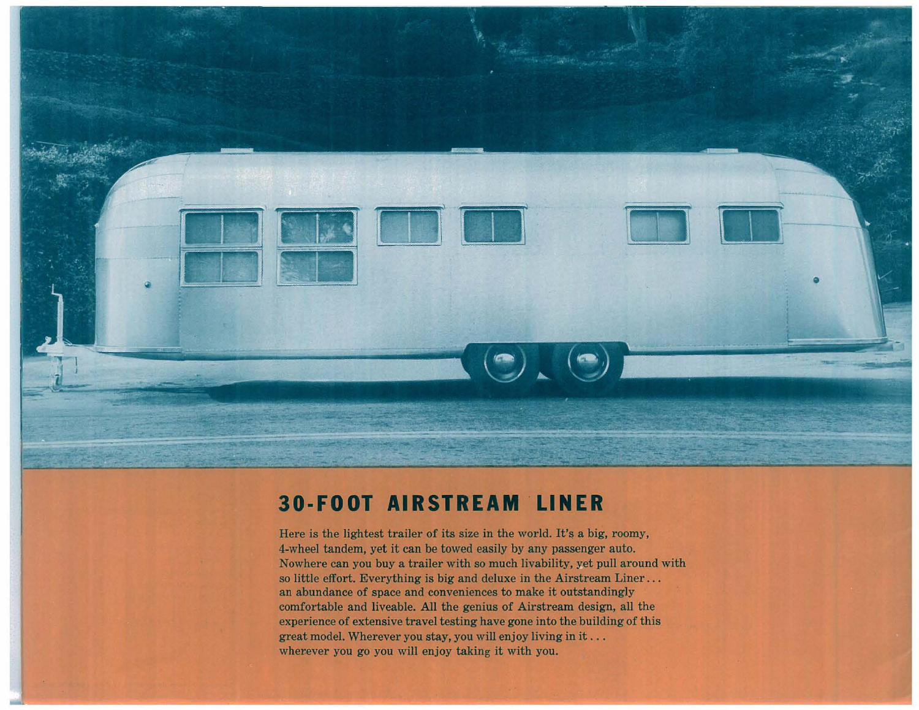## 30-FOOT AIRSTREAM LINER

Here is the lightest trailer of its size in the world. It's a big, roomy, 4-wheel tandem, yet it can be towed easily by any passenger auto. Nowhere can you buy a trailer with so much livability, yet pull around with so little effort. Everything is big and deluxe in the Airstream Liner... an abundance of space and conveniences to make it outstandingly comfortable and liveable. All the genius of Airstream design, all the experience of extensive travel testing have gone into the building of this great model. Wherever you stay, you will enjoy living in it... wherever you go you will enjoy taking it with you.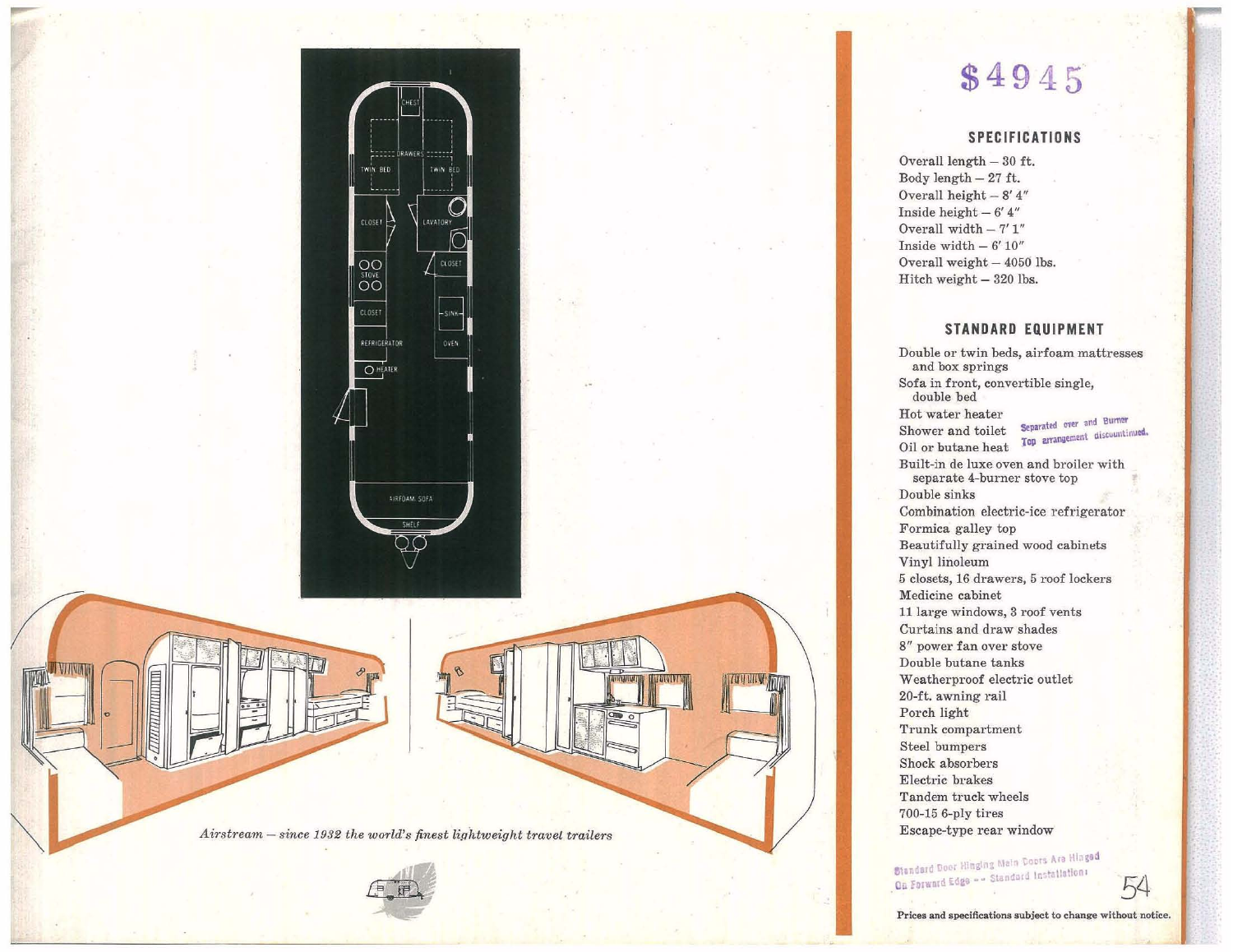# $4945

## SPECIFICATIONS

Overall length – 30 ft.
Body length – 27 ft.
Overall height – 8′ 4″
Inside height – 6′ 4″
Overall width – 7′ 1″
Inside width – 6′ 10″
Overall weight – 4050 lbs.
Hitch weight – 320 lbs.

## STANDARD EQUIPMENT

- Double or twin beds, airfoam mattresses and box springs
- Sofa in front, convertible single, double bed
- Hot water heater
- Shower and toilet
- Oil or butane heat
- Built-in de luxe oven and broiler with separate 4-burner stove top
- Double sinks
- Combination electric-ice refrigerator
- Formica galley top
- Beautifully grained wood cabinets
- Vinyl linoleum
- 5 closets, 16 drawers, 5 roof lockers
- Medicine cabinet
- 11 large windows, 3 roof vents
- Curtains and draw shades
- 8″ power fan over stove
- Double butane tanks
- Weatherproof electric outlet
- 20-ft. awning rail
- Porch light
- Trunk compartment
- Steel bumpers
- Shock absorbers
- Electric brakes
- Tandem truck wheels
- 700-15 6-ply tires
- Escape-type rear window

Separated over and Burner Top arrangement discontinued.

Standard Door Hinging Main Doors Are Hinged On Forward Edge -- Standard Installation!

*Airstream – since 1932 the world's finest lightweight travel trailers*

Prices and specifications subject to change without notice.